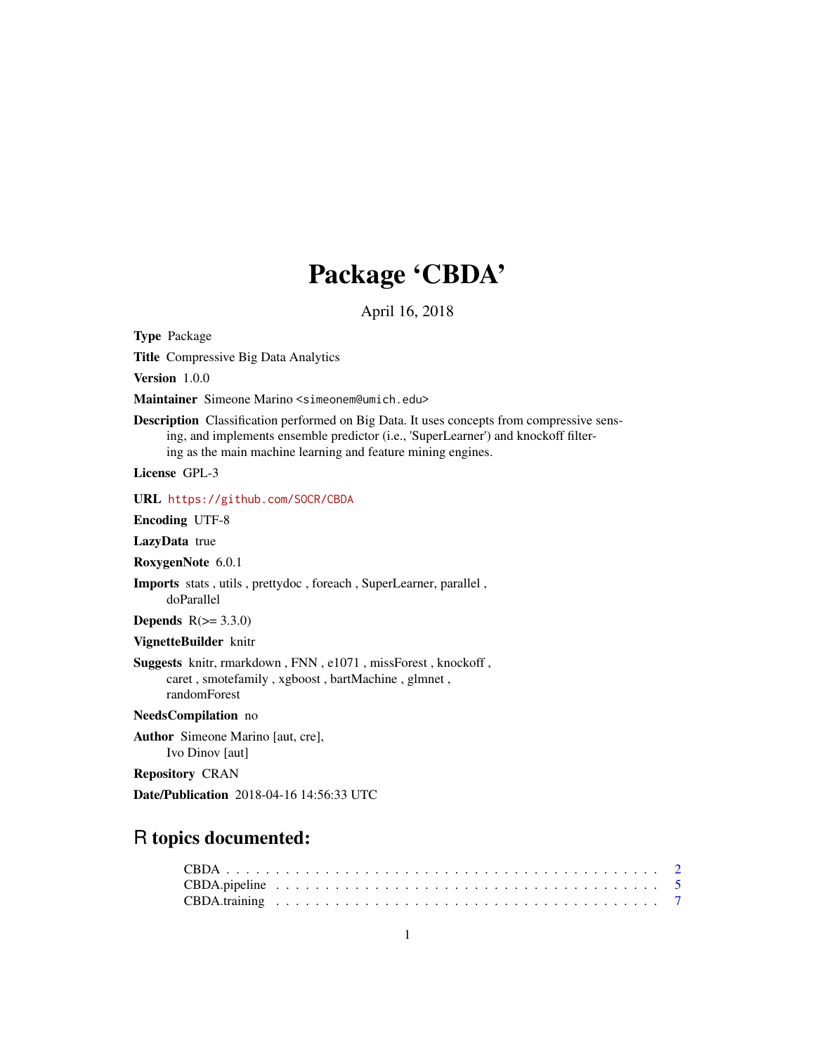# Package 'CBDA'

April 16, 2018

**Type** Package

**Title** Compressive Big Data Analytics

**Version** 1.0.0

**Maintainer** Simeone Marino <simeonem@umich.edu>

**Description** Classification performed on Big Data. It uses concepts from compressive sensing, and implements ensemble predictor (i.e., 'SuperLearner') and knockoff filtering as the main machine learning and feature mining engines.

**License** GPL-3

**URL** https://github.com/SOCR/CBDA

**Encoding** UTF-8

**LazyData** true

**RoxygenNote** 6.0.1

**Imports** stats , utils , prettydoc , foreach , SuperLearner, parallel , doParallel

**Depends** R(>= 3.3.0)

**VignetteBuilder** knitr

**Suggests** knitr, rmarkdown , FNN , e1071 , missForest , knockoff , caret , smotefamily , xgboost , bartMachine , glmnet , randomForest

**NeedsCompilation** no

**Author** Simeone Marino [aut, cre], Ivo Dinov [aut]

**Repository** CRAN

**Date/Publication** 2018-04-16 14:56:33 UTC

## R topics documented:

- CBDA . . . . . . . . . . . . . . . . . . . . . . . . . . . . . . . . . . . . . . . . . . 2
- CBDA.pipeline . . . . . . . . . . . . . . . . . . . . . . . . . . . . . . . . . . . . . 5
- CBDA.training . . . . . . . . . . . . . . . . . . . . . . . . . . . . . . . . . . . . . 7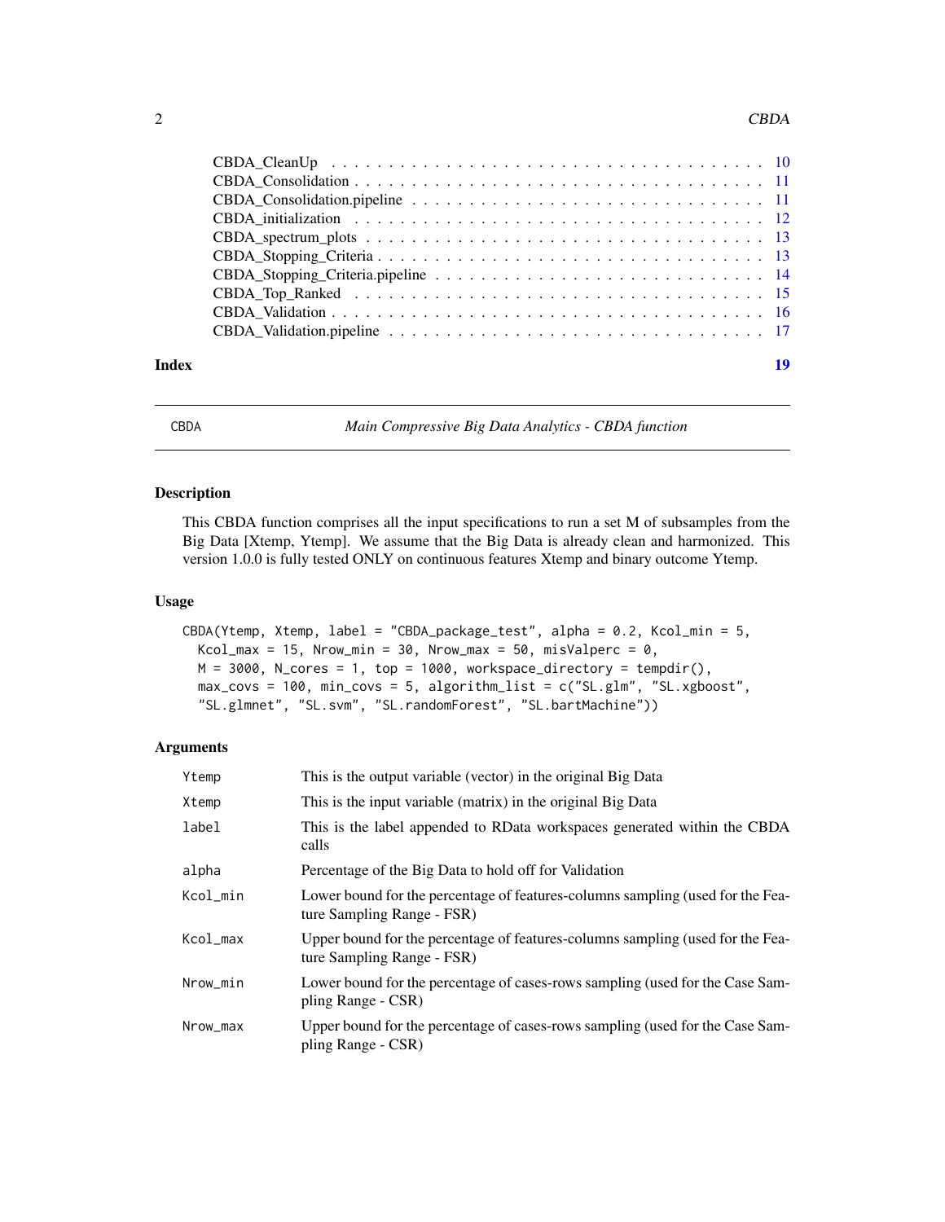CBDA_CleanUp . . . . . . . . . . . . . . . . . . . . . . . . . . . . . . . . . . . . 10
CBDA_Consolidation . . . . . . . . . . . . . . . . . . . . . . . . . . . . . . . . . . 11
CBDA_Consolidation.pipeline . . . . . . . . . . . . . . . . . . . . . . . . . . . . . 11
CBDA_initialization . . . . . . . . . . . . . . . . . . . . . . . . . . . . . . . . . . 12
CBDA_spectrum_plots . . . . . . . . . . . . . . . . . . . . . . . . . . . . . . . . . 13
CBDA_Stopping_Criteria . . . . . . . . . . . . . . . . . . . . . . . . . . . . . . . 13
CBDA_Stopping_Criteria.pipeline . . . . . . . . . . . . . . . . . . . . . . . . . . 14
CBDA_Top_Ranked . . . . . . . . . . . . . . . . . . . . . . . . . . . . . . . . . . 15
CBDA_Validation . . . . . . . . . . . . . . . . . . . . . . . . . . . . . . . . . . . 16
CBDA_Validation.pipeline . . . . . . . . . . . . . . . . . . . . . . . . . . . . . . . 17

**Index** **19**

---

CBDA — *Main Compressive Big Data Analytics - CBDA function*

---

## Description

This CBDA function comprises all the input specifications to run a set M of subsamples from the Big Data [Xtemp, Ytemp]. We assume that the Big Data is already clean and harmonized. This version 1.0.0 is fully tested ONLY on continuous features Xtemp and binary outcome Ytemp.

## Usage

```
CBDA(Ytemp, Xtemp, label = "CBDA_package_test", alpha = 0.2, Kcol_min = 5,
  Kcol_max = 15, Nrow_min = 30, Nrow_max = 50, misValperc = 0,
  M = 3000, N_cores = 1, top = 1000, workspace_directory = tempdir(),
  max_covs = 100, min_covs = 5, algorithm_list = c("SL.glm", "SL.xgboost",
  "SL.glmnet", "SL.svm", "SL.randomForest", "SL.bartMachine"))
```

## Arguments

| | |
|---|---|
| `Ytemp` | This is the output variable (vector) in the original Big Data |
| `Xtemp` | This is the input variable (matrix) in the original Big Data |
| `label` | This is the label appended to RData workspaces generated within the CBDA calls |
| `alpha` | Percentage of the Big Data to hold off for Validation |
| `Kcol_min` | Lower bound for the percentage of features-columns sampling (used for the Feature Sampling Range - FSR) |
| `Kcol_max` | Upper bound for the percentage of features-columns sampling (used for the Feature Sampling Range - FSR) |
| `Nrow_min` | Lower bound for the percentage of cases-rows sampling (used for the Case Sampling Range - CSR) |
| `Nrow_max` | Upper bound for the percentage of cases-rows sampling (used for the Case Sampling Range - CSR) |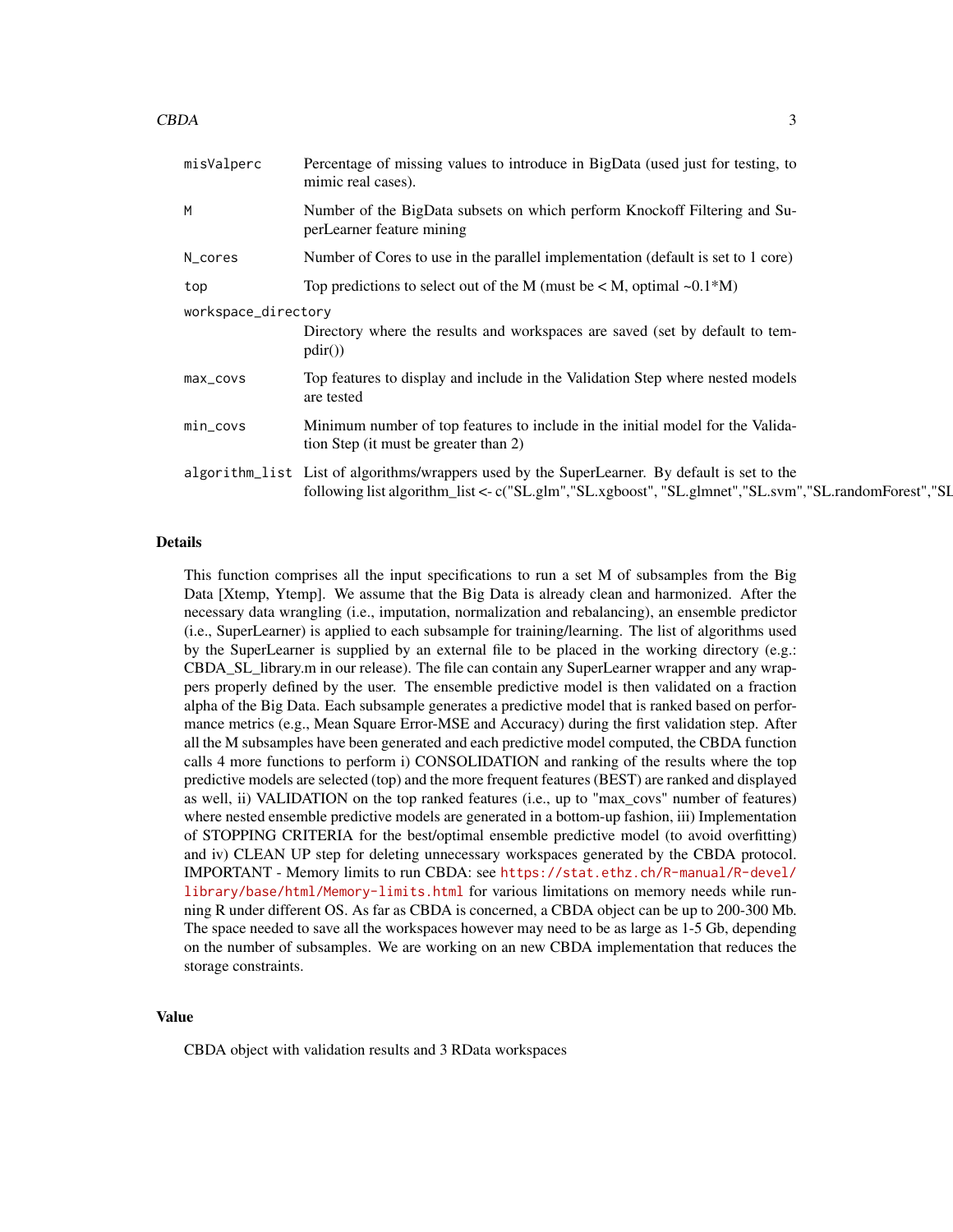| | |
|---|---|
| misValperc | Percentage of missing values to introduce in BigData (used just for testing, to mimic real cases). |
| M | Number of the BigData subsets on which perform Knockoff Filtering and SuperLearner feature mining |
| N_cores | Number of Cores to use in the parallel implementation (default is set to 1 core) |
| top | Top predictions to select out of the M (must be < M, optimal ~0.1*M) |
| workspace_directory | Directory where the results and workspaces are saved (set by default to tempdir()) |
| max_covs | Top features to display and include in the Validation Step where nested models are tested |
| min_covs | Minimum number of top features to include in the initial model for the Validation Step (it must be greater than 2) |
| algorithm_list | List of algorithms/wrappers used by the SuperLearner. By default is set to the following list algorithm_list <- c("SL.glm","SL.xgboost", "SL.glmnet","SL.svm","SL.randomForest","SL |

## Details

This function comprises all the input specifications to run a set M of subsamples from the Big Data [Xtemp, Ytemp]. We assume that the Big Data is already clean and harmonized. After the necessary data wrangling (i.e., imputation, normalization and rebalancing), an ensemble predictor (i.e., SuperLearner) is applied to each subsample for training/learning. The list of algorithms used by the SuperLearner is supplied by an external file to be placed in the working directory (e.g.: CBDA_SL_library.m in our release). The file can contain any SuperLearner wrapper and any wrappers properly defined by the user. The ensemble predictive model is then validated on a fraction alpha of the Big Data. Each subsample generates a predictive model that is ranked based on performance metrics (e.g., Mean Square Error-MSE and Accuracy) during the first validation step. After all the M subsamples have been generated and each predictive model computed, the CBDA function calls 4 more functions to perform i) CONSOLIDATION and ranking of the results where the top predictive models are selected (top) and the more frequent features (BEST) are ranked and displayed as well, ii) VALIDATION on the top ranked features (i.e., up to "max_covs" number of features) where nested ensemble predictive models are generated in a bottom-up fashion, iii) Implementation of STOPPING CRITERIA for the best/optimal ensemble predictive model (to avoid overfitting) and iv) CLEAN UP step for deleting unnecessary workspaces generated by the CBDA protocol. IMPORTANT - Memory limits to run CBDA: see https://stat.ethz.ch/R-manual/R-devel/library/base/html/Memory-limits.html for various limitations on memory needs while running R under different OS. As far as CBDA is concerned, a CBDA object can be up to 200-300 Mb. The space needed to save all the workspaces however may need to be as large as 1-5 Gb, depending on the number of subsamples. We are working on an new CBDA implementation that reduces the storage constraints.

## Value

CBDA object with validation results and 3 RData workspaces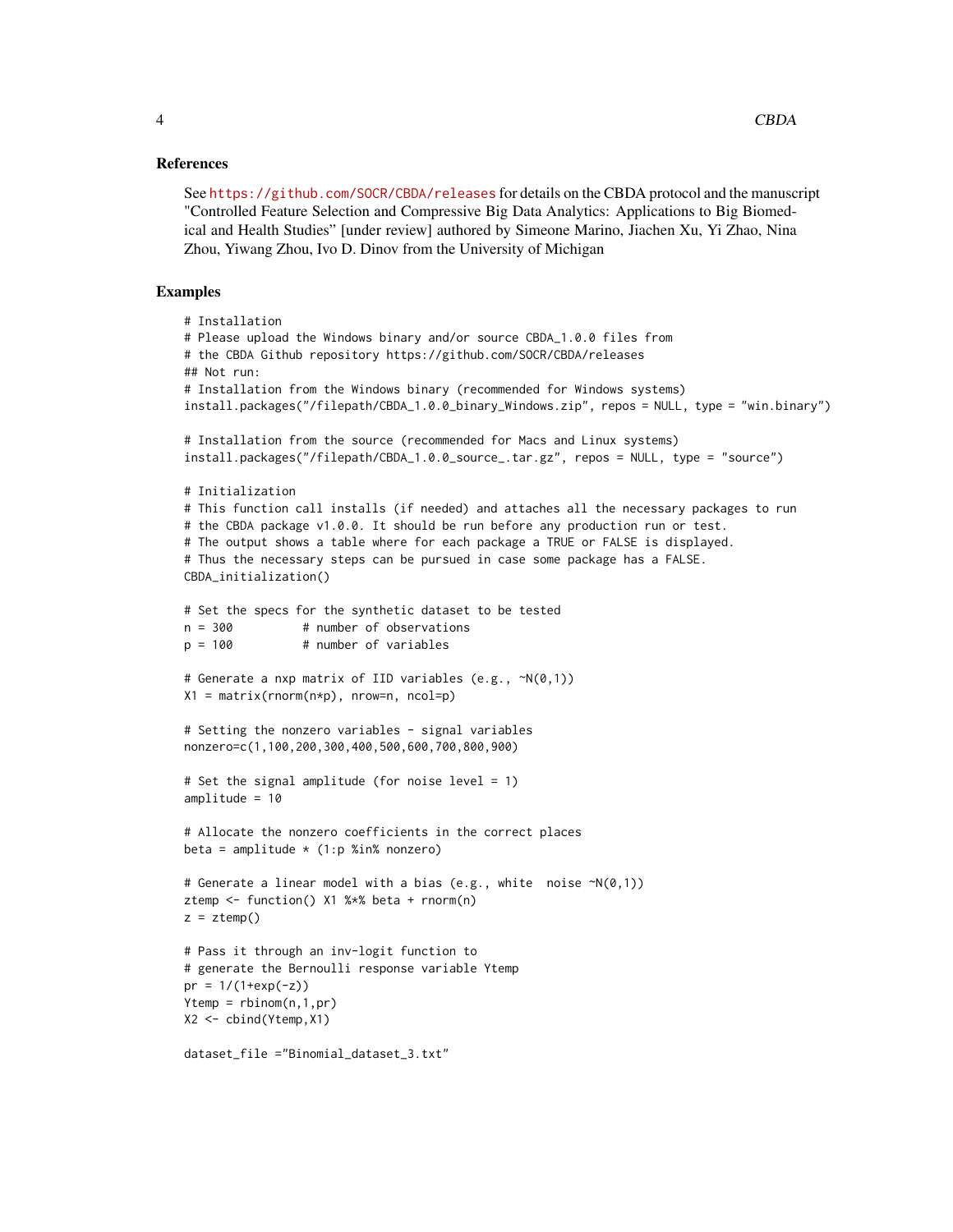### References

See https://github.com/SOCR/CBDA/releases for details on the CBDA protocol and the manuscript "Controlled Feature Selection and Compressive Big Data Analytics: Applications to Big Biomedical and Health Studies" [under review] authored by Simeone Marino, Jiachen Xu, Yi Zhao, Nina Zhou, Yiwang Zhou, Ivo D. Dinov from the University of Michigan

### Examples

```
# Installation
# Please upload the Windows binary and/or source CBDA_1.0.0 files from
# the CBDA Github repository https://github.com/SOCR/CBDA/releases
## Not run:
# Installation from the Windows binary (recommended for Windows systems)
install.packages("/filepath/CBDA_1.0.0_binary_Windows.zip", repos = NULL, type = "win.binary")

# Installation from the source (recommended for Macs and Linux systems)
install.packages("/filepath/CBDA_1.0.0_source_.tar.gz", repos = NULL, type = "source")

# Initialization
# This function call installs (if needed) and attaches all the necessary packages to run
# the CBDA package v1.0.0. It should be run before any production run or test.
# The output shows a table where for each package a TRUE or FALSE is displayed.
# Thus the necessary steps can be pursued in case some package has a FALSE.
CBDA_initialization()

# Set the specs for the synthetic dataset to be tested
n = 300          # number of observations
p = 100          # number of variables

# Generate a nxp matrix of IID variables (e.g., ~N(0,1))
X1 = matrix(rnorm(n*p), nrow=n, ncol=p)

# Setting the nonzero variables - signal variables
nonzero=c(1,100,200,300,400,500,600,700,800,900)

# Set the signal amplitude (for noise level = 1)
amplitude = 10

# Allocate the nonzero coefficients in the correct places
beta = amplitude * (1:p %in% nonzero)

# Generate a linear model with a bias (e.g., white  noise ~N(0,1))
ztemp <- function() X1 %*% beta + rnorm(n)
z = ztemp()

# Pass it through an inv-logit function to
# generate the Bernoulli response variable Ytemp
pr = 1/(1+exp(-z))
Ytemp = rbinom(n,1,pr)
X2 <- cbind(Ytemp,X1)

dataset_file ="Binomial_dataset_3.txt"
```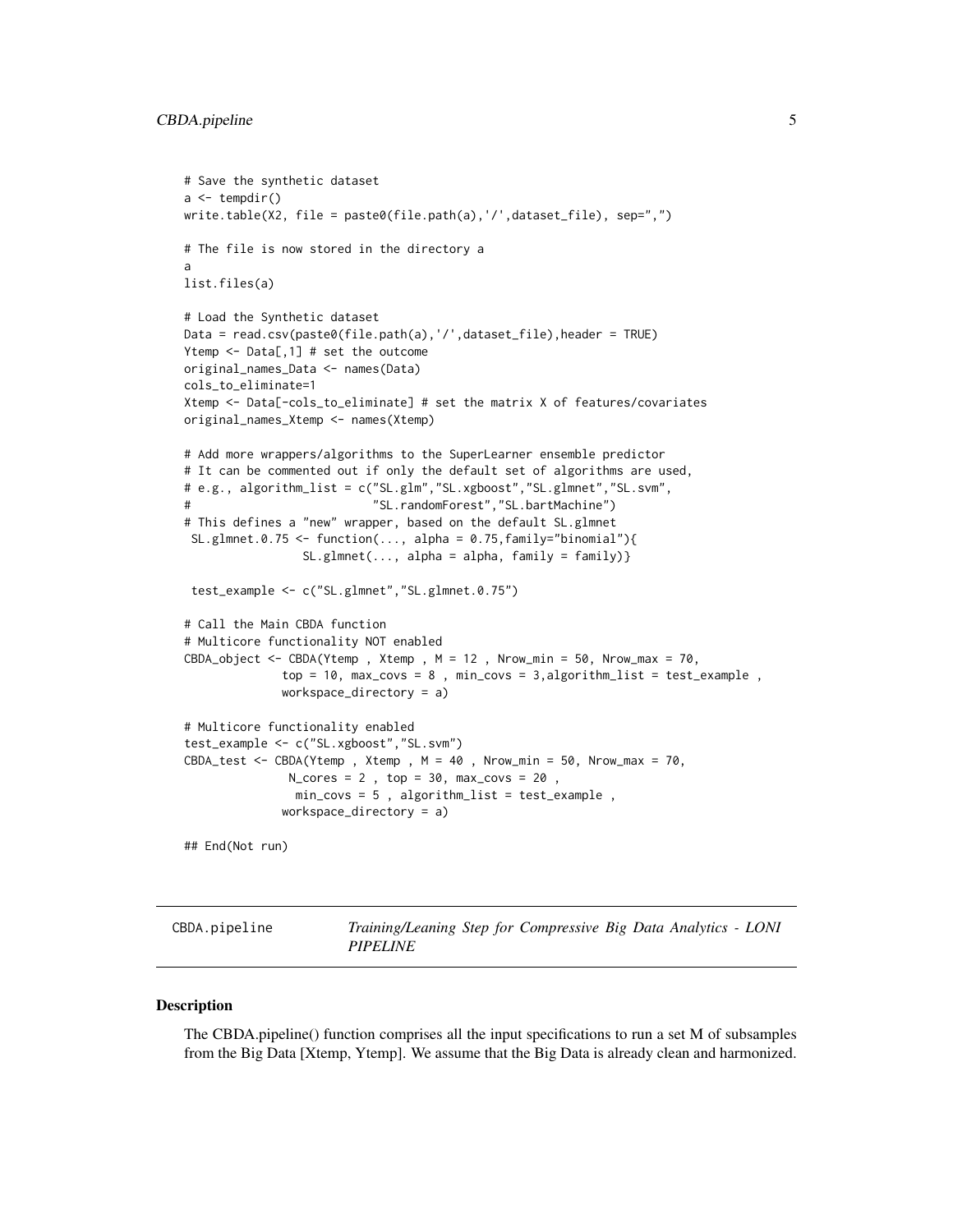```
# Save the synthetic dataset
a <- tempdir()
write.table(X2, file = paste0(file.path(a),'/',dataset_file), sep=",")

# The file is now stored in the directory a
a
list.files(a)

# Load the Synthetic dataset
Data = read.csv(paste0(file.path(a),'/',dataset_file),header = TRUE)
Ytemp <- Data[,1] # set the outcome
original_names_Data <- names(Data)
cols_to_eliminate=1
Xtemp <- Data[-cols_to_eliminate] # set the matrix X of features/covariates
original_names_Xtemp <- names(Xtemp)

# Add more wrappers/algorithms to the SuperLearner ensemble predictor
# It can be commented out if only the default set of algorithms are used,
# e.g., algorithm_list = c("SL.glm","SL.xgboost","SL.glmnet","SL.svm",
#                          "SL.randomForest","SL.bartMachine")
# This defines a "new" wrapper, based on the default SL.glmnet
 SL.glmnet.0.75 <- function(..., alpha = 0.75,family="binomial"){
                 SL.glmnet(..., alpha = alpha, family = family)}

 test_example <- c("SL.glmnet","SL.glmnet.0.75")

# Call the Main CBDA function
# Multicore functionality NOT enabled
CBDA_object <- CBDA(Ytemp , Xtemp , M = 12 , Nrow_min = 50, Nrow_max = 70,
              top = 10, max_covs = 8 , min_covs = 3,algorithm_list = test_example ,
              workspace_directory = a)

# Multicore functionality enabled
test_example <- c("SL.xgboost","SL.svm")
CBDA_test <- CBDA(Ytemp , Xtemp , M = 40 , Nrow_min = 50, Nrow_max = 70,
               N_cores = 2 , top = 30, max_covs = 20 ,
                min_covs = 5 , algorithm_list = test_example ,
              workspace_directory = a)

## End(Not run)
```

---

CBDA.pipeline *Training/Leaning Step for Compressive Big Data Analytics - LONI PIPELINE*

---

### Description

The CBDA.pipeline() function comprises all the input specifications to run a set M of subsamples from the Big Data [Xtemp, Ytemp]. We assume that the Big Data is already clean and harmonized.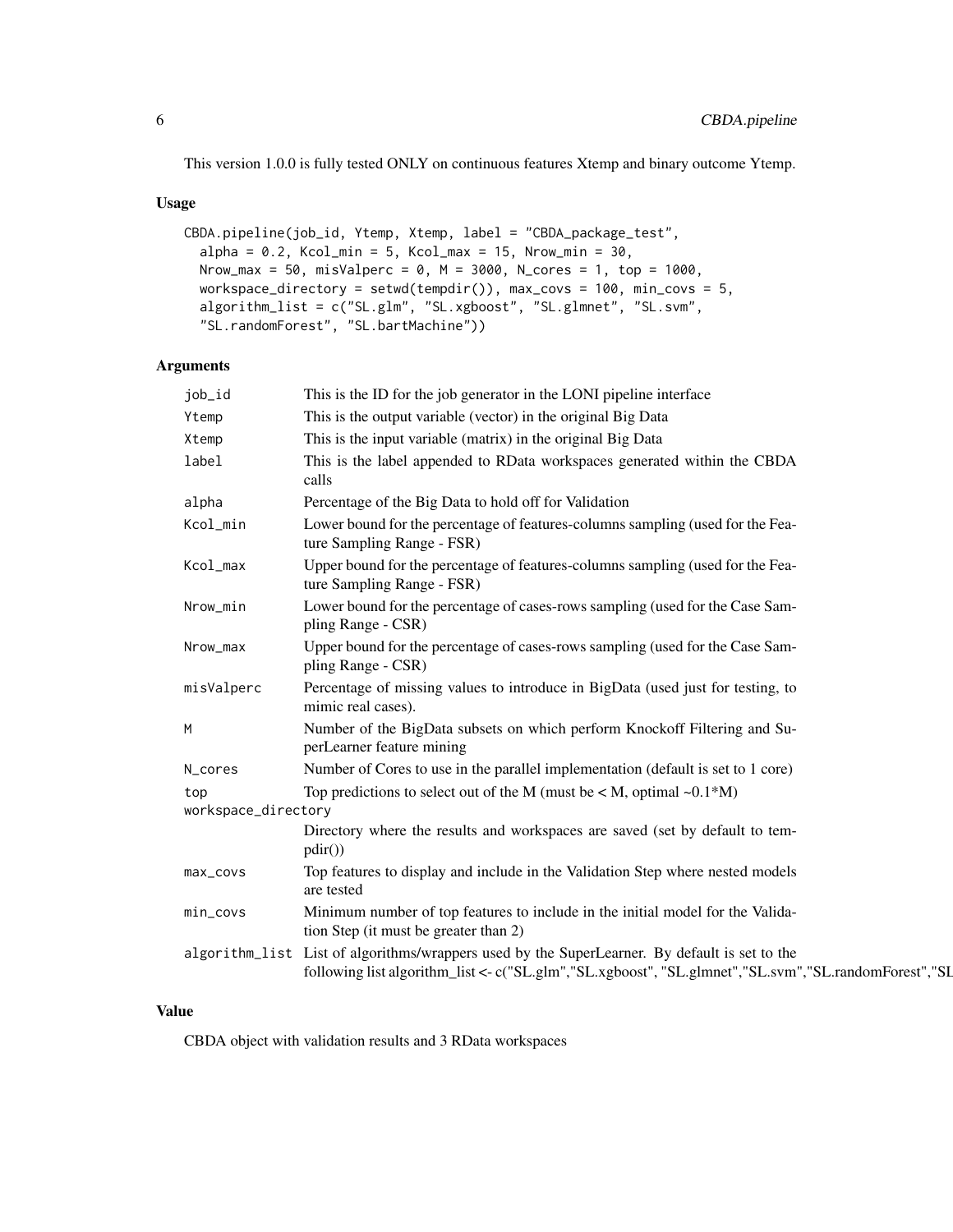This version 1.0.0 is fully tested ONLY on continuous features Xtemp and binary outcome Ytemp.

### Usage

```
CBDA.pipeline(job_id, Ytemp, Xtemp, label = "CBDA_package_test",
  alpha = 0.2, Kcol_min = 5, Kcol_max = 15, Nrow_min = 30,
  Nrow_max = 50, misValperc = 0, M = 3000, N_cores = 1, top = 1000,
  workspace_directory = setwd(tempdir()), max_covs = 100, min_covs = 5,
  algorithm_list = c("SL.glm", "SL.xgboost", "SL.glmnet", "SL.svm",
  "SL.randomForest", "SL.bartMachine"))
```

### Arguments

| Argument | Description |
|---|---|
| job_id | This is the ID for the job generator in the LONI pipeline interface |
| Ytemp | This is the output variable (vector) in the original Big Data |
| Xtemp | This is the input variable (matrix) in the original Big Data |
| label | This is the label appended to RData workspaces generated within the CBDA calls |
| alpha | Percentage of the Big Data to hold off for Validation |
| Kcol_min | Lower bound for the percentage of features-columns sampling (used for the Feature Sampling Range - FSR) |
| Kcol_max | Upper bound for the percentage of features-columns sampling (used for the Feature Sampling Range - FSR) |
| Nrow_min | Lower bound for the percentage of cases-rows sampling (used for the Case Sampling Range - CSR) |
| Nrow_max | Upper bound for the percentage of cases-rows sampling (used for the Case Sampling Range - CSR) |
| misValperc | Percentage of missing values to introduce in BigData (used just for testing, to mimic real cases). |
| M | Number of the BigData subsets on which perform Knockoff Filtering and SuperLearner feature mining |
| N_cores | Number of Cores to use in the parallel implementation (default is set to 1 core) |
| top | Top predictions to select out of the M (must be < M, optimal ~0.1*M) |
| workspace_directory | Directory where the results and workspaces are saved (set by default to tempdir()) |
| max_covs | Top features to display and include in the Validation Step where nested models are tested |
| min_covs | Minimum number of top features to include in the initial model for the Validation Step (it must be greater than 2) |
| algorithm_list | List of algorithms/wrappers used by the SuperLearner. By default is set to the following list algorithm_list <- c("SL.glm","SL.xgboost", "SL.glmnet","SL.svm","SL.randomForest","SL |

### Value

CBDA object with validation results and 3 RData workspaces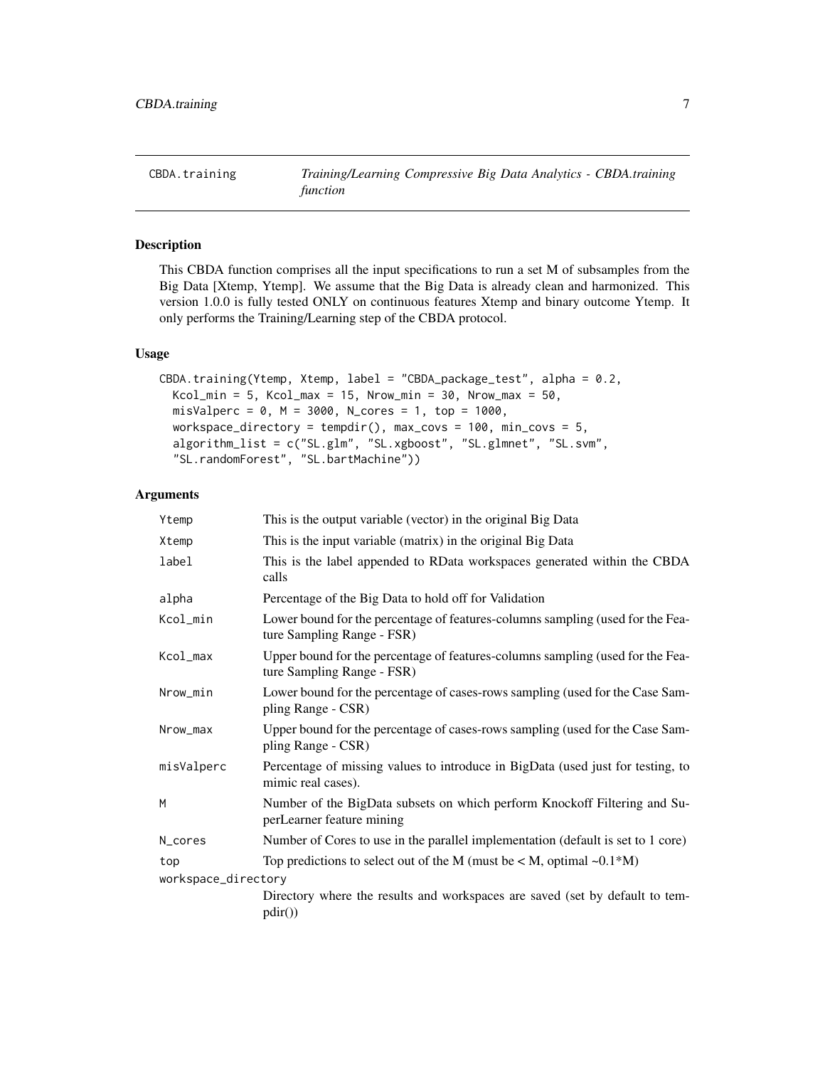CBDA.training — *Training/Learning Compressive Big Data Analytics - CBDA.training function*

## Description

This CBDA function comprises all the input specifications to run a set M of subsamples from the Big Data [Xtemp, Ytemp]. We assume that the Big Data is already clean and harmonized. This version 1.0.0 is fully tested ONLY on continuous features Xtemp and binary outcome Ytemp. It only performs the Training/Learning step of the CBDA protocol.

## Usage

```
CBDA.training(Ytemp, Xtemp, label = "CBDA_package_test", alpha = 0.2,
  Kcol_min = 5, Kcol_max = 15, Nrow_min = 30, Nrow_max = 50,
  misValperc = 0, M = 3000, N_cores = 1, top = 1000,
  workspace_directory = tempdir(), max_covs = 100, min_covs = 5,
  algorithm_list = c("SL.glm", "SL.xgboost", "SL.glmnet", "SL.svm",
  "SL.randomForest", "SL.bartMachine"))
```

## Arguments

| Argument | Description |
|---|---|
| `Ytemp` | This is the output variable (vector) in the original Big Data |
| `Xtemp` | This is the input variable (matrix) in the original Big Data |
| `label` | This is the label appended to RData workspaces generated within the CBDA calls |
| `alpha` | Percentage of the Big Data to hold off for Validation |
| `Kcol_min` | Lower bound for the percentage of features-columns sampling (used for the Feature Sampling Range - FSR) |
| `Kcol_max` | Upper bound for the percentage of features-columns sampling (used for the Feature Sampling Range - FSR) |
| `Nrow_min` | Lower bound for the percentage of cases-rows sampling (used for the Case Sampling Range - CSR) |
| `Nrow_max` | Upper bound for the percentage of cases-rows sampling (used for the Case Sampling Range - CSR) |
| `misValperc` | Percentage of missing values to introduce in BigData (used just for testing, to mimic real cases). |
| `M` | Number of the BigData subsets on which perform Knockoff Filtering and SuperLearner feature mining |
| `N_cores` | Number of Cores to use in the parallel implementation (default is set to 1 core) |
| `top` | Top predictions to select out of the M (must be < M, optimal ~0.1*M) |
| `workspace_directory` | Directory where the results and workspaces are saved (set by default to tempdir()) |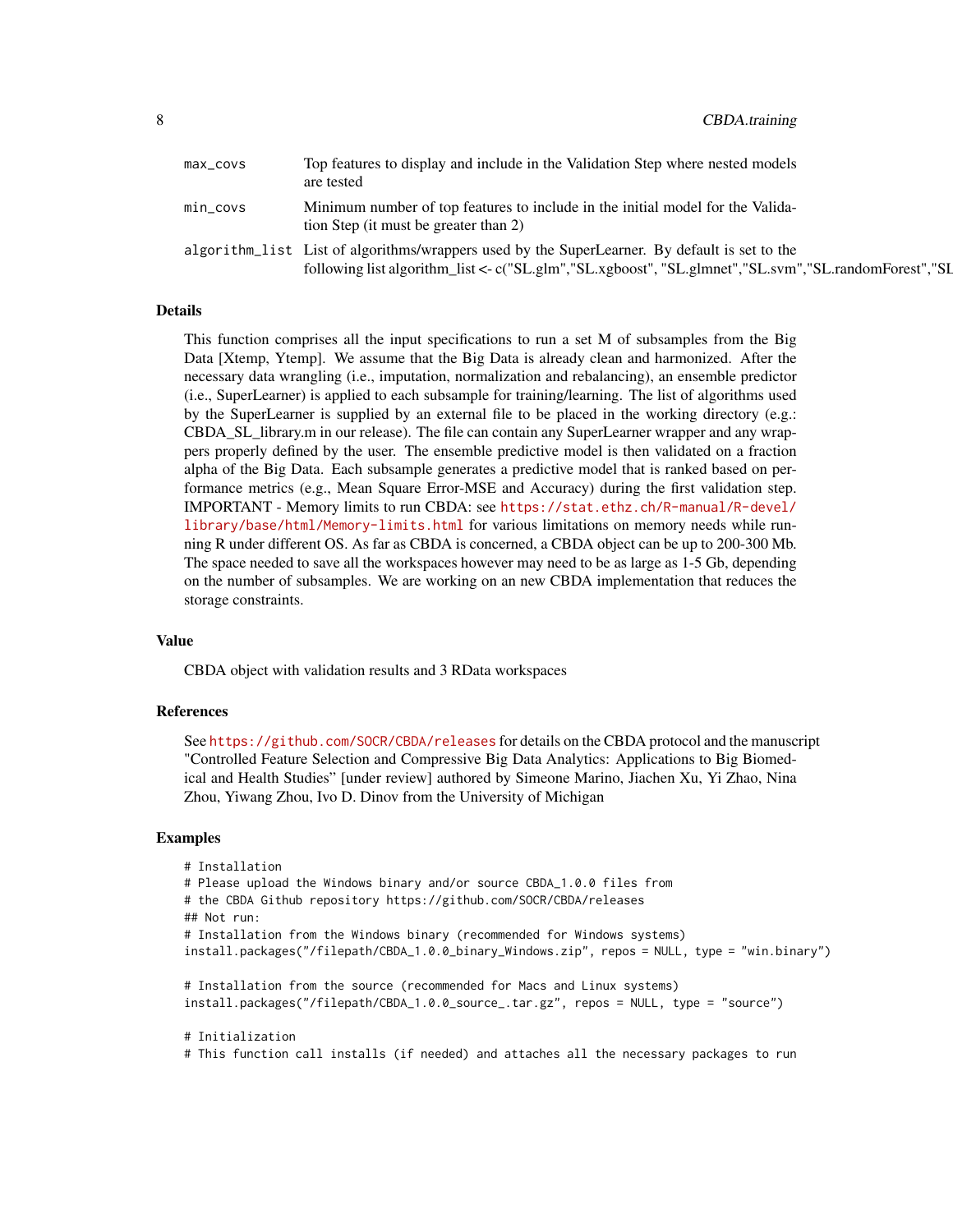| | |
|---|---|
| max_covs | Top features to display and include in the Validation Step where nested models are tested |
| min_covs | Minimum number of top features to include in the initial model for the Validation Step (it must be greater than 2) |
| algorithm_list | List of algorithms/wrappers used by the SuperLearner. By default is set to the following list algorithm_list <- c("SL.glm","SL.xgboost", "SL.glmnet","SL.svm","SL.randomForest","SL |

### Details

This function comprises all the input specifications to run a set M of subsamples from the Big Data [Xtemp, Ytemp]. We assume that the Big Data is already clean and harmonized. After the necessary data wrangling (i.e., imputation, normalization and rebalancing), an ensemble predictor (i.e., SuperLearner) is applied to each subsample for training/learning. The list of algorithms used by the SuperLearner is supplied by an external file to be placed in the working directory (e.g.: CBDA_SL_library.m in our release). The file can contain any SuperLearner wrapper and any wrappers properly defined by the user. The ensemble predictive model is then validated on a fraction alpha of the Big Data. Each subsample generates a predictive model that is ranked based on performance metrics (e.g., Mean Square Error-MSE and Accuracy) during the first validation step. IMPORTANT - Memory limits to run CBDA: see https://stat.ethz.ch/R-manual/R-devel/library/base/html/Memory-limits.html for various limitations on memory needs while running R under different OS. As far as CBDA is concerned, a CBDA object can be up to 200-300 Mb. The space needed to save all the workspaces however may need to be as large as 1-5 Gb, depending on the number of subsamples. We are working on an new CBDA implementation that reduces the storage constraints.

### Value

CBDA object with validation results and 3 RData workspaces

### References

See https://github.com/SOCR/CBDA/releases for details on the CBDA protocol and the manuscript "Controlled Feature Selection and Compressive Big Data Analytics: Applications to Big Biomedical and Health Studies" [under review] authored by Simeone Marino, Jiachen Xu, Yi Zhao, Nina Zhou, Yiwang Zhou, Ivo D. Dinov from the University of Michigan

### Examples

```
# Installation
# Please upload the Windows binary and/or source CBDA_1.0.0 files from
# the CBDA Github repository https://github.com/SOCR/CBDA/releases
## Not run:
# Installation from the Windows binary (recommended for Windows systems)
install.packages("/filepath/CBDA_1.0.0_binary_Windows.zip", repos = NULL, type = "win.binary")

# Installation from the source (recommended for Macs and Linux systems)
install.packages("/filepath/CBDA_1.0.0_source_.tar.gz", repos = NULL, type = "source")

# Initialization
# This function call installs (if needed) and attaches all the necessary packages to run
```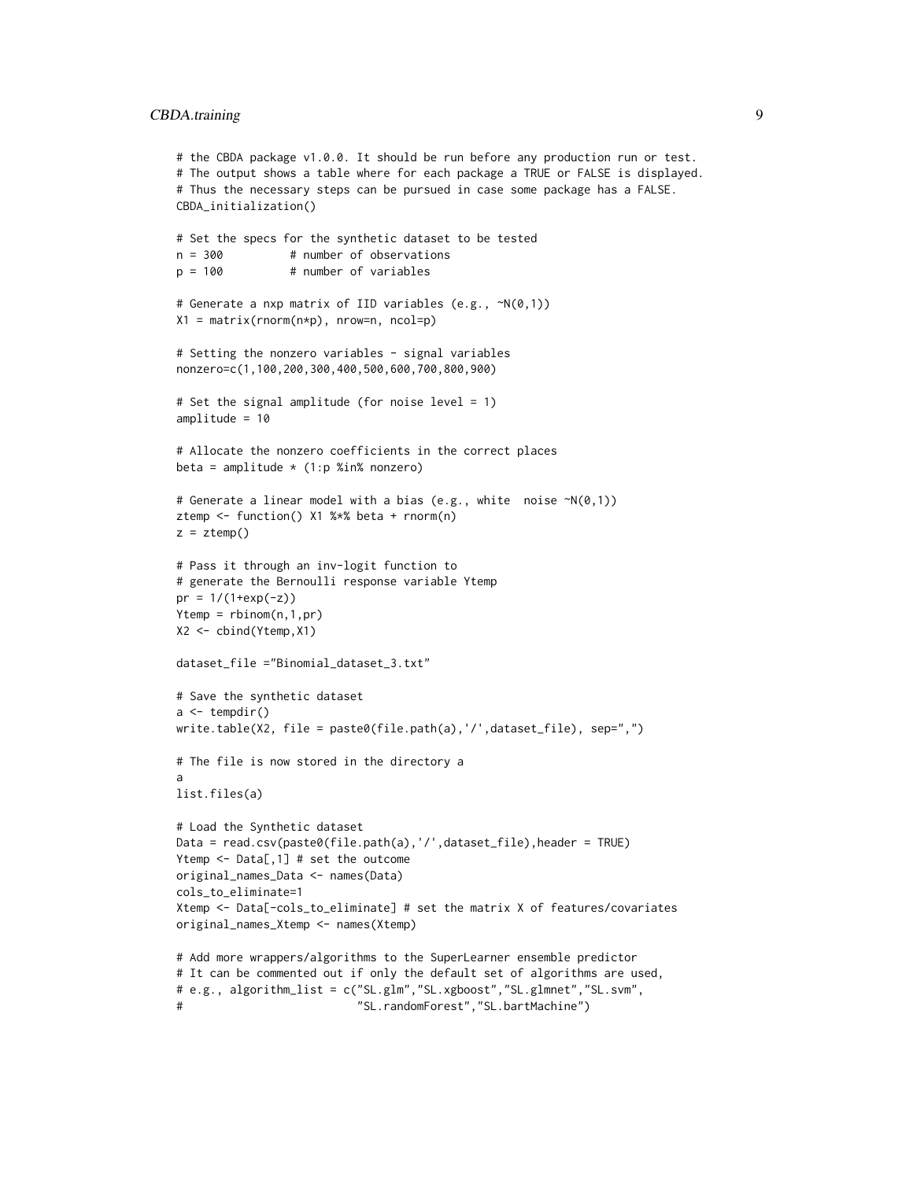```
# the CBDA package v1.0.0. It should be run before any production run or test.
# The output shows a table where for each package a TRUE or FALSE is displayed.
# Thus the necessary steps can be pursued in case some package has a FALSE.
CBDA_initialization()

# Set the specs for the synthetic dataset to be tested
n = 300          # number of observations
p = 100          # number of variables

# Generate a nxp matrix of IID variables (e.g., ~N(0,1))
X1 = matrix(rnorm(n*p), nrow=n, ncol=p)

# Setting the nonzero variables - signal variables
nonzero=c(1,100,200,300,400,500,600,700,800,900)

# Set the signal amplitude (for noise level = 1)
amplitude = 10

# Allocate the nonzero coefficients in the correct places
beta = amplitude * (1:p %in% nonzero)

# Generate a linear model with a bias (e.g., white  noise ~N(0,1))
ztemp <- function() X1 %*% beta + rnorm(n)
z = ztemp()

# Pass it through an inv-logit function to
# generate the Bernoulli response variable Ytemp
pr = 1/(1+exp(-z))
Ytemp = rbinom(n,1,pr)
X2 <- cbind(Ytemp,X1)

dataset_file ="Binomial_dataset_3.txt"

# Save the synthetic dataset
a <- tempdir()
write.table(X2, file = paste0(file.path(a),'/',dataset_file), sep=",")

# The file is now stored in the directory a
a
list.files(a)

# Load the Synthetic dataset
Data = read.csv(paste0(file.path(a),'/',dataset_file),header = TRUE)
Ytemp <- Data[,1] # set the outcome
original_names_Data <- names(Data)
cols_to_eliminate=1
Xtemp <- Data[-cols_to_eliminate] # set the matrix X of features/covariates
original_names_Xtemp <- names(Xtemp)

# Add more wrappers/algorithms to the SuperLearner ensemble predictor
# It can be commented out if only the default set of algorithms are used,
# e.g., algorithm_list = c("SL.glm","SL.xgboost","SL.glmnet","SL.svm",
#                          "SL.randomForest","SL.bartMachine")
```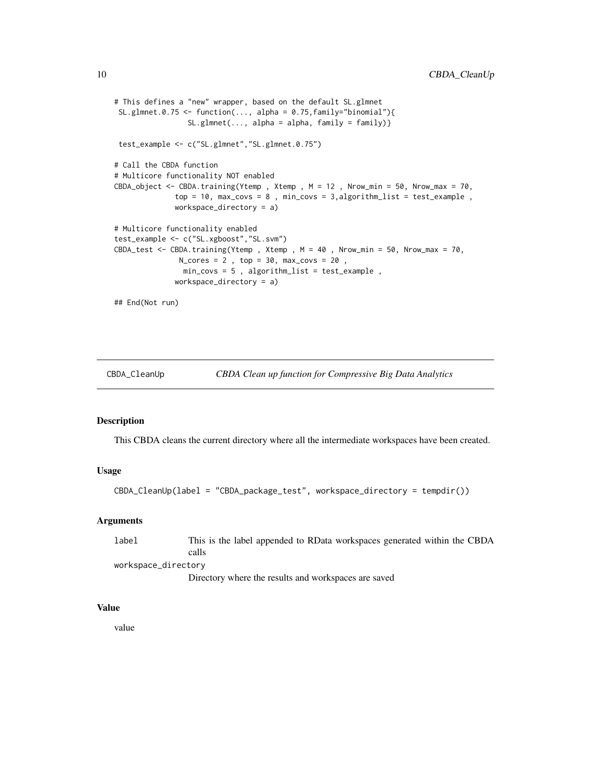```
# This defines a "new" wrapper, based on the default SL.glmnet
 SL.glmnet.0.75 <- function(..., alpha = 0.75,family="binomial"){
                 SL.glmnet(..., alpha = alpha, family = family)}

 test_example <- c("SL.glmnet","SL.glmnet.0.75")

# Call the CBDA function
# Multicore functionality NOT enabled
CBDA_object <- CBDA.training(Ytemp , Xtemp , M = 12 , Nrow_min = 50, Nrow_max = 70,
              top = 10, max_covs = 8 , min_covs = 3,algorithm_list = test_example ,
              workspace_directory = a)

# Multicore functionality enabled
test_example <- c("SL.xgboost","SL.svm")
CBDA_test <- CBDA.training(Ytemp , Xtemp , M = 40 , Nrow_min = 50, Nrow_max = 70,
               N_cores = 2 , top = 30, max_covs = 20 ,
                min_covs = 5 , algorithm_list = test_example ,
              workspace_directory = a)

## End(Not run)
```

---

## CBDA_CleanUp — *CBDA Clean up function for Compressive Big Data Analytics*

### Description

This CBDA cleans the current directory where all the intermediate workspaces have been created.

### Usage

```
CBDA_CleanUp(label = "CBDA_package_test", workspace_directory = tempdir())
```

### Arguments

| | |
|---|---|
| label | This is the label appended to RData workspaces generated within the CBDA calls |
| workspace_directory | Directory where the results and workspaces are saved |

### Value

value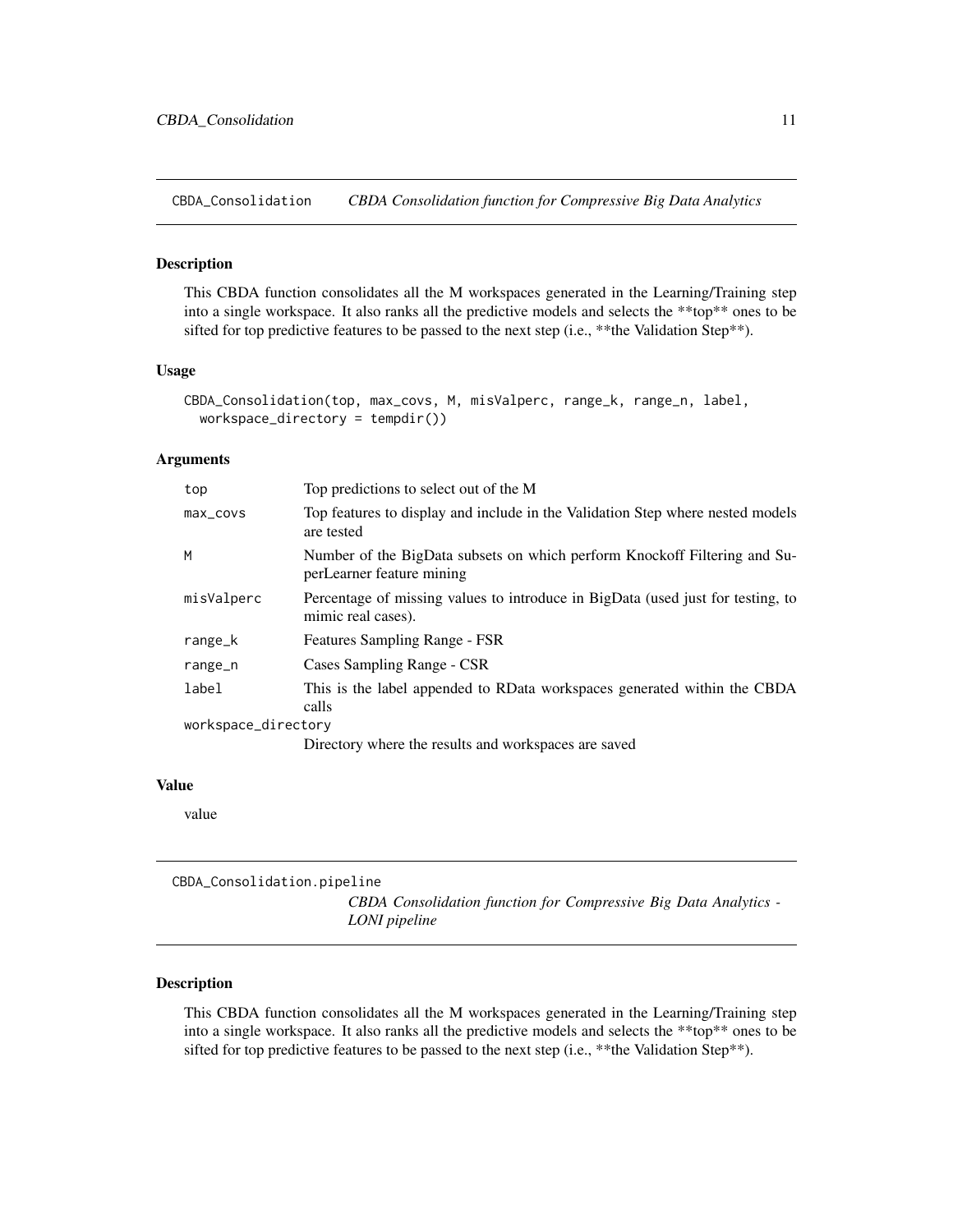## CBDA_Consolidation — *CBDA Consolidation function for Compressive Big Data Analytics*

### Description

This CBDA function consolidates all the M workspaces generated in the Learning/Training step into a single workspace. It also ranks all the predictive models and selects the **top** ones to be sifted for top predictive features to be passed to the next step (i.e., **the Validation Step**).

### Usage

```
CBDA_Consolidation(top, max_covs, M, misValperc, range_k, range_n, label,
  workspace_directory = tempdir())
```

### Arguments

| | |
|---|---|
| top | Top predictions to select out of the M |
| max_covs | Top features to display and include in the Validation Step where nested models are tested |
| M | Number of the BigData subsets on which perform Knockoff Filtering and SuperLearner feature mining |
| misValperc | Percentage of missing values to introduce in BigData (used just for testing, to mimic real cases). |
| range_k | Features Sampling Range - FSR |
| range_n | Cases Sampling Range - CSR |
| label | This is the label appended to RData workspaces generated within the CBDA calls |
| workspace_directory | Directory where the results and workspaces are saved |

### Value

value

## CBDA_Consolidation.pipeline — *CBDA Consolidation function for Compressive Big Data Analytics - LONI pipeline*

### Description

This CBDA function consolidates all the M workspaces generated in the Learning/Training step into a single workspace. It also ranks all the predictive models and selects the **top** ones to be sifted for top predictive features to be passed to the next step (i.e., **the Validation Step**).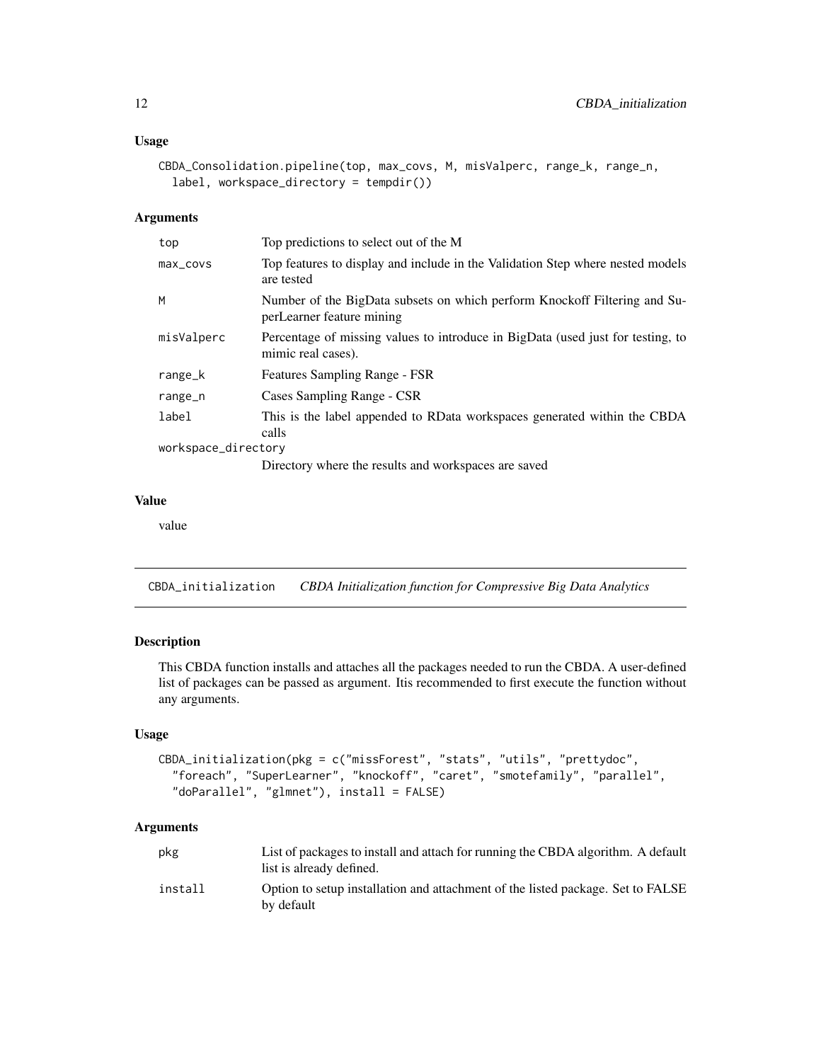## Usage

```
CBDA_Consolidation.pipeline(top, max_covs, M, misValperc, range_k, range_n,
  label, workspace_directory = tempdir())
```

## Arguments

| | |
|---|---|
| top | Top predictions to select out of the M |
| max_covs | Top features to display and include in the Validation Step where nested models are tested |
| M | Number of the BigData subsets on which perform Knockoff Filtering and SuperLearner feature mining |
| misValperc | Percentage of missing values to introduce in BigData (used just for testing, to mimic real cases). |
| range_k | Features Sampling Range - FSR |
| range_n | Cases Sampling Range - CSR |
| label | This is the label appended to RData workspaces generated within the CBDA calls |
| workspace_directory | Directory where the results and workspaces are saved |

## Value

value

---

# CBDA_initialization — *CBDA Initialization function for Compressive Big Data Analytics*

## Description

This CBDA function installs and attaches all the packages needed to run the CBDA. A user-defined list of packages can be passed as argument. Itis recommended to first execute the function without any arguments.

## Usage

```
CBDA_initialization(pkg = c("missForest", "stats", "utils", "prettydoc",
  "foreach", "SuperLearner", "knockoff", "caret", "smotefamily", "parallel",
  "doParallel", "glmnet"), install = FALSE)
```

## Arguments

| | |
|---|---|
| pkg | List of packages to install and attach for running the CBDA algorithm. A default list is already defined. |
| install | Option to setup installation and attachment of the listed package. Set to FALSE by default |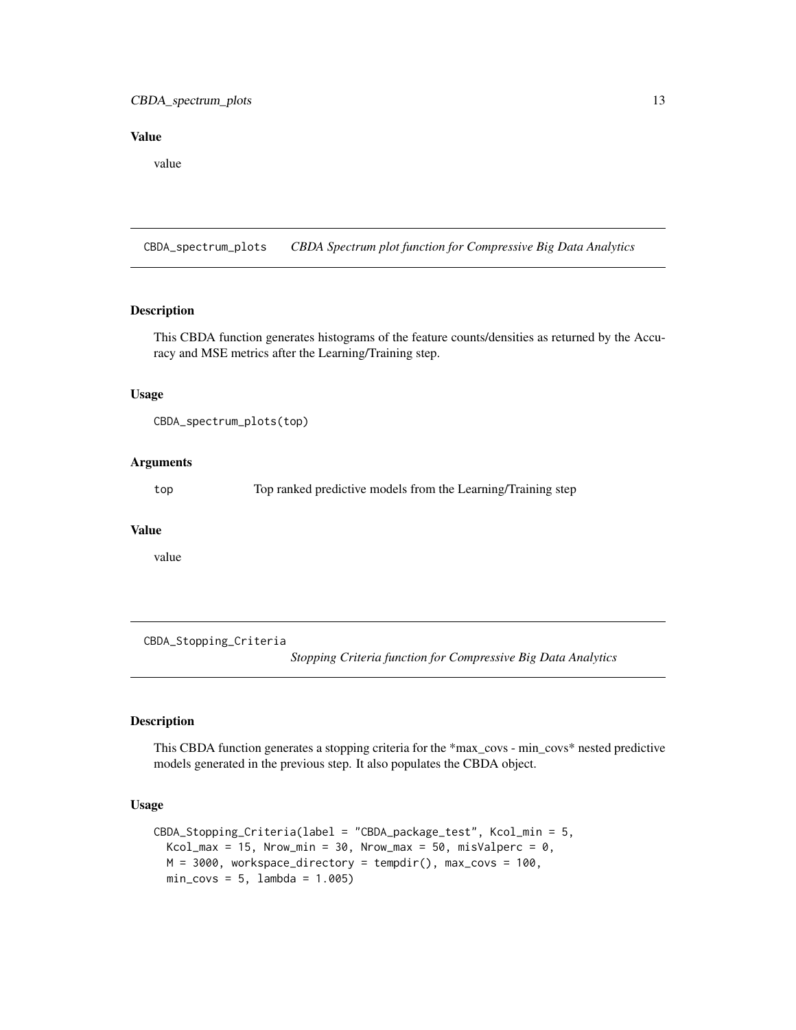## Value

value

---

## CBDA_spectrum_plots *CBDA Spectrum plot function for Compressive Big Data Analytics*

### Description

This CBDA function generates histograms of the feature counts/densities as returned by the Accuracy and MSE metrics after the Learning/Training step.

### Usage

```
CBDA_spectrum_plots(top)
```

### Arguments

| | |
|---|---|
| top | Top ranked predictive models from the Learning/Training step |

### Value

value

---

## CBDA_Stopping_Criteria *Stopping Criteria function for Compressive Big Data Analytics*

### Description

This CBDA function generates a stopping criteria for the *max_covs - min_covs* nested predictive models generated in the previous step. It also populates the CBDA object.

### Usage

```
CBDA_Stopping_Criteria(label = "CBDA_package_test", Kcol_min = 5,
  Kcol_max = 15, Nrow_min = 30, Nrow_max = 50, misValperc = 0,
  M = 3000, workspace_directory = tempdir(), max_covs = 100,
  min_covs = 5, lambda = 1.005)
```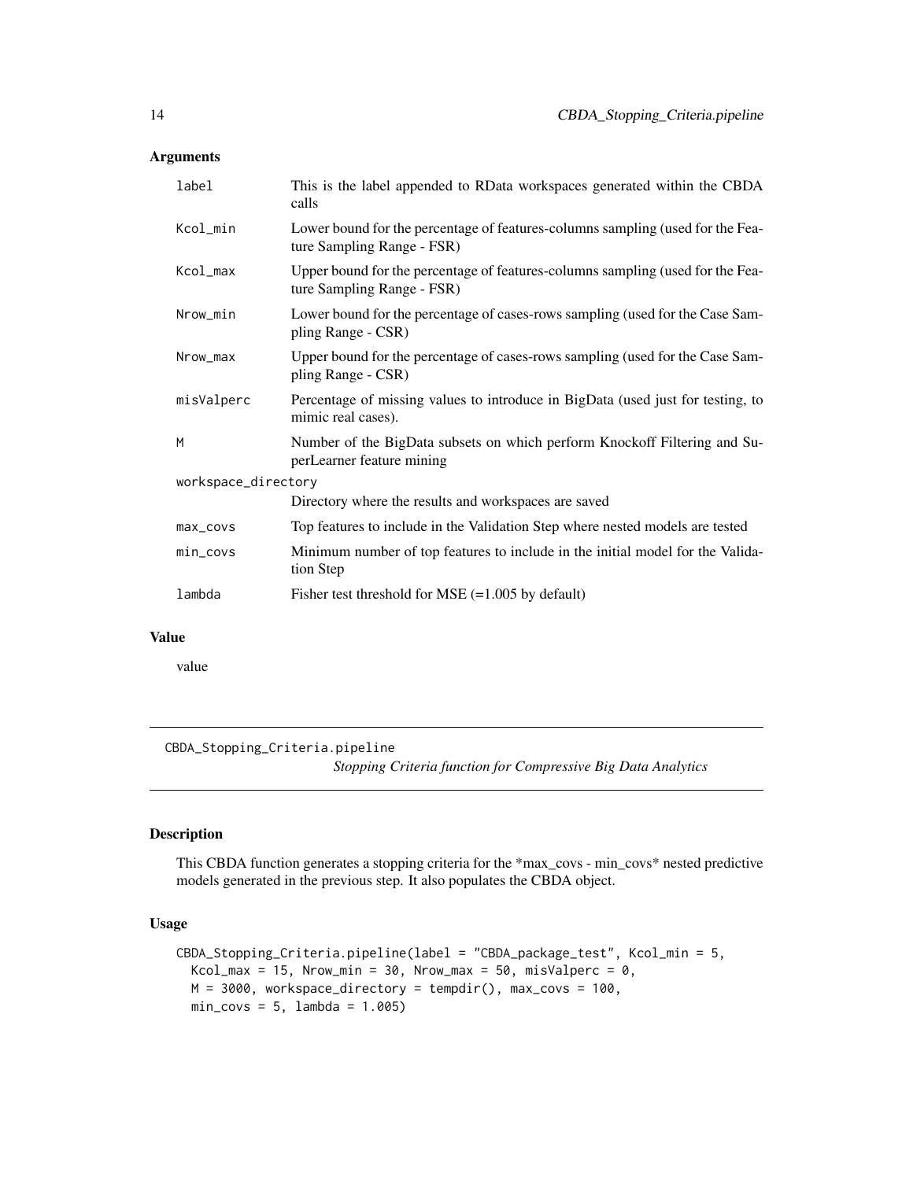### Arguments

| | |
|---|---|
| label | This is the label appended to RData workspaces generated within the CBDA calls |
| Kcol_min | Lower bound for the percentage of features-columns sampling (used for the Feature Sampling Range - FSR) |
| Kcol_max | Upper bound for the percentage of features-columns sampling (used for the Feature Sampling Range - FSR) |
| Nrow_min | Lower bound for the percentage of cases-rows sampling (used for the Case Sampling Range - CSR) |
| Nrow_max | Upper bound for the percentage of cases-rows sampling (used for the Case Sampling Range - CSR) |
| misValperc | Percentage of missing values to introduce in BigData (used just for testing, to mimic real cases). |
| M | Number of the BigData subsets on which perform Knockoff Filtering and SuperLearner feature mining |
| workspace_directory | Directory where the results and workspaces are saved |
| max_covs | Top features to include in the Validation Step where nested models are tested |
| min_covs | Minimum number of top features to include in the initial model for the Validation Step |
| lambda | Fisher test threshold for MSE (=1.005 by default) |

### Value

value

## CBDA_Stopping_Criteria.pipeline

*Stopping Criteria function for Compressive Big Data Analytics*

### Description

This CBDA function generates a stopping criteria for the *max_covs - min_covs* nested predictive models generated in the previous step. It also populates the CBDA object.

### Usage

```
CBDA_Stopping_Criteria.pipeline(label = "CBDA_package_test", Kcol_min = 5,
  Kcol_max = 15, Nrow_min = 30, Nrow_max = 50, misValperc = 0,
  M = 3000, workspace_directory = tempdir(), max_covs = 100,
  min_covs = 5, lambda = 1.005)
```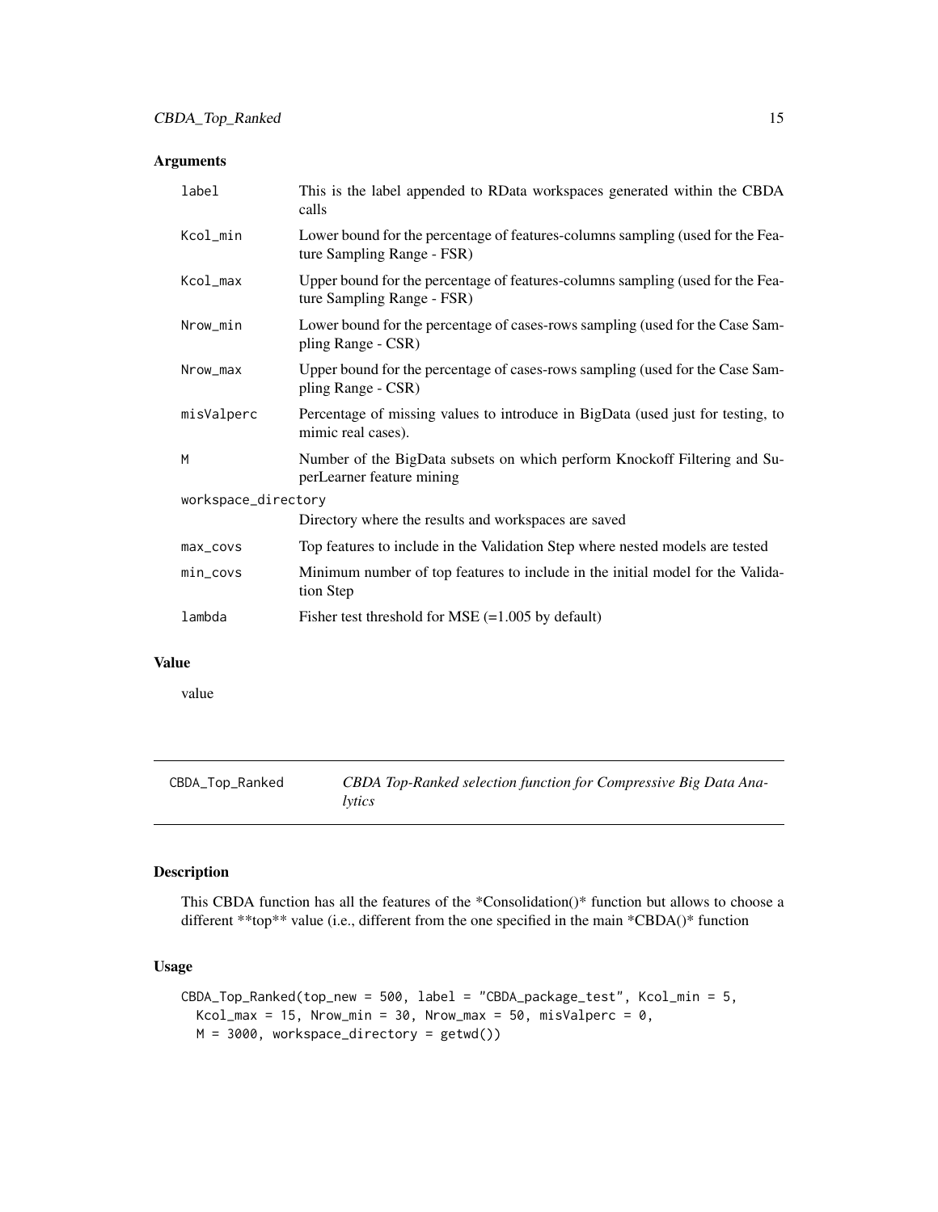## Arguments

| | |
|---|---|
| label | This is the label appended to RData workspaces generated within the CBDA calls |
| Kcol_min | Lower bound for the percentage of features-columns sampling (used for the Feature Sampling Range - FSR) |
| Kcol_max | Upper bound for the percentage of features-columns sampling (used for the Feature Sampling Range - FSR) |
| Nrow_min | Lower bound for the percentage of cases-rows sampling (used for the Case Sampling Range - CSR) |
| Nrow_max | Upper bound for the percentage of cases-rows sampling (used for the Case Sampling Range - CSR) |
| misValperc | Percentage of missing values to introduce in BigData (used just for testing, to mimic real cases). |
| M | Number of the BigData subsets on which perform Knockoff Filtering and SuperLearner feature mining |
| workspace_directory | Directory where the results and workspaces are saved |
| max_covs | Top features to include in the Validation Step where nested models are tested |
| min_covs | Minimum number of top features to include in the initial model for the Validation Step |
| lambda | Fisher test threshold for MSE (=1.005 by default) |

## Value

value

---

# CBDA_Top_Ranked — *CBDA Top-Ranked selection function for Compressive Big Data Analytics*

## Description

This CBDA function has all the features of the *Consolidation()* function but allows to choose a different **top** value (i.e., different from the one specified in the main *CBDA()* function

## Usage

```
CBDA_Top_Ranked(top_new = 500, label = "CBDA_package_test", Kcol_min = 5,
  Kcol_max = 15, Nrow_min = 30, Nrow_max = 50, misValperc = 0,
  M = 3000, workspace_directory = getwd())
```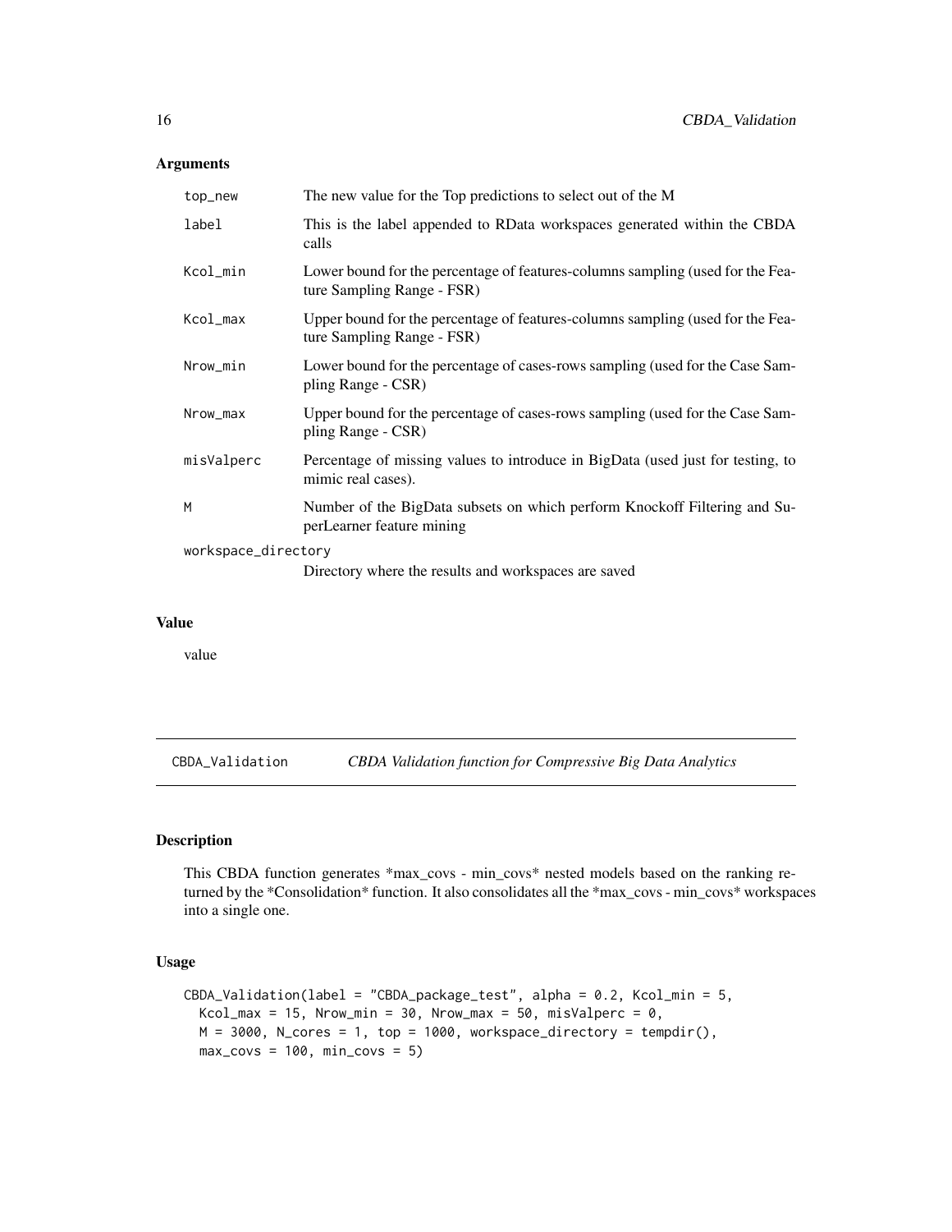## Arguments

| | |
|---|---|
| `top_new` | The new value for the Top predictions to select out of the M |
| `label` | This is the label appended to RData workspaces generated within the CBDA calls |
| `Kcol_min` | Lower bound for the percentage of features-columns sampling (used for the Feature Sampling Range - FSR) |
| `Kcol_max` | Upper bound for the percentage of features-columns sampling (used for the Feature Sampling Range - FSR) |
| `Nrow_min` | Lower bound for the percentage of cases-rows sampling (used for the Case Sampling Range - CSR) |
| `Nrow_max` | Upper bound for the percentage of cases-rows sampling (used for the Case Sampling Range - CSR) |
| `misValperc` | Percentage of missing values to introduce in BigData (used just for testing, to mimic real cases). |
| `M` | Number of the BigData subsets on which perform Knockoff Filtering and SuperLearner feature mining |
| `workspace_directory` | Directory where the results and workspaces are saved |

## Value

value

---

# CBDA_Validation — *CBDA Validation function for Compressive Big Data Analytics*

## Description

This CBDA function generates *max_covs - min_covs* nested models based on the ranking returned by the *Consolidation* function. It also consolidates all the *max_covs - min_covs* workspaces into a single one.

## Usage

```
CBDA_Validation(label = "CBDA_package_test", alpha = 0.2, Kcol_min = 5,
  Kcol_max = 15, Nrow_min = 30, Nrow_max = 50, misValperc = 0,
  M = 3000, N_cores = 1, top = 1000, workspace_directory = tempdir(),
  max_covs = 100, min_covs = 5)
```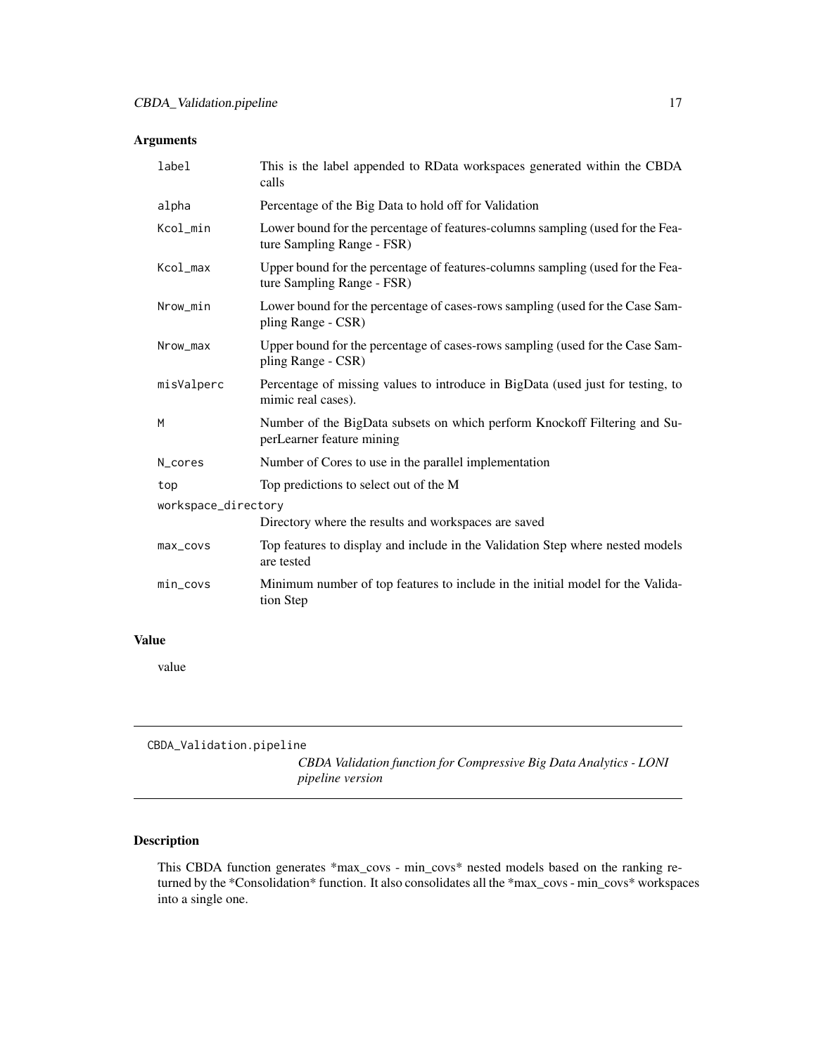### Arguments

| | |
|---|---|
| label | This is the label appended to RData workspaces generated within the CBDA calls |
| alpha | Percentage of the Big Data to hold off for Validation |
| Kcol_min | Lower bound for the percentage of features-columns sampling (used for the Feature Sampling Range - FSR) |
| Kcol_max | Upper bound for the percentage of features-columns sampling (used for the Feature Sampling Range - FSR) |
| Nrow_min | Lower bound for the percentage of cases-rows sampling (used for the Case Sampling Range - CSR) |
| Nrow_max | Upper bound for the percentage of cases-rows sampling (used for the Case Sampling Range - CSR) |
| misValperc | Percentage of missing values to introduce in BigData (used just for testing, to mimic real cases). |
| M | Number of the BigData subsets on which perform Knockoff Filtering and SuperLearner feature mining |
| N_cores | Number of Cores to use in the parallel implementation |
| top | Top predictions to select out of the M |
| workspace_directory | Directory where the results and workspaces are saved |
| max_covs | Top features to display and include in the Validation Step where nested models are tested |
| min_covs | Minimum number of top features to include in the initial model for the Validation Step |

### Value

value

---

## CBDA_Validation.pipeline

*CBDA Validation function for Compressive Big Data Analytics - LONI pipeline version*

### Description

This CBDA function generates *max_covs - min_covs* nested models based on the ranking returned by the *Consolidation* function. It also consolidates all the *max_covs - min_covs* workspaces into a single one.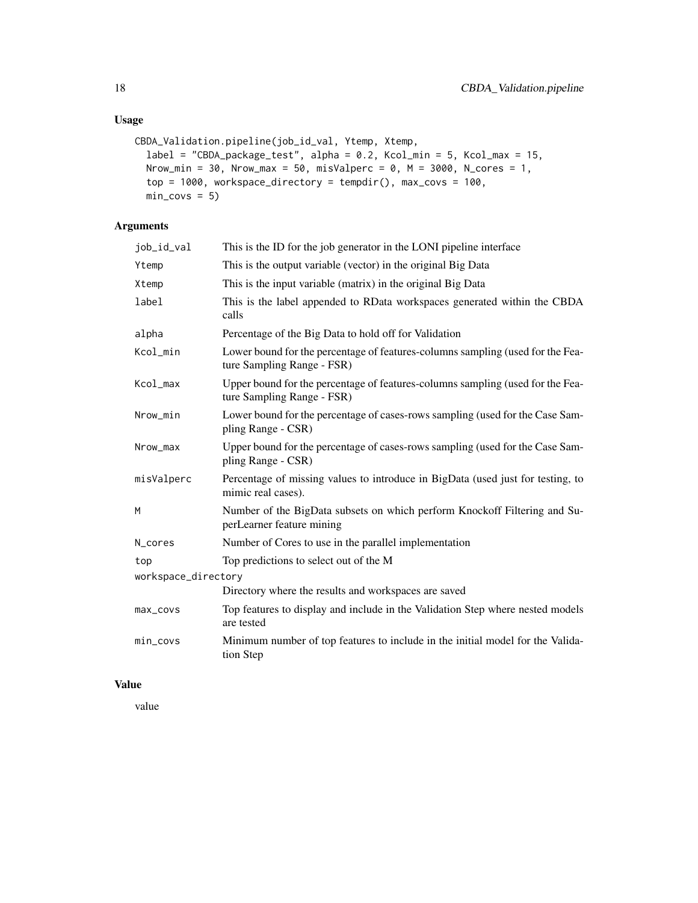## Usage

```
CBDA_Validation.pipeline(job_id_val, Ytemp, Xtemp,
  label = "CBDA_package_test", alpha = 0.2, Kcol_min = 5, Kcol_max = 15,
  Nrow_min = 30, Nrow_max = 50, misValperc = 0, M = 3000, N_cores = 1,
  top = 1000, workspace_directory = tempdir(), max_covs = 100,
  min_covs = 5)
```

## Arguments

| | |
|---|---|
| job_id_val | This is the ID for the job generator in the LONI pipeline interface |
| Ytemp | This is the output variable (vector) in the original Big Data |
| Xtemp | This is the input variable (matrix) in the original Big Data |
| label | This is the label appended to RData workspaces generated within the CBDA calls |
| alpha | Percentage of the Big Data to hold off for Validation |
| Kcol_min | Lower bound for the percentage of features-columns sampling (used for the Feature Sampling Range - FSR) |
| Kcol_max | Upper bound for the percentage of features-columns sampling (used for the Feature Sampling Range - FSR) |
| Nrow_min | Lower bound for the percentage of cases-rows sampling (used for the Case Sampling Range - CSR) |
| Nrow_max | Upper bound for the percentage of cases-rows sampling (used for the Case Sampling Range - CSR) |
| misValperc | Percentage of missing values to introduce in BigData (used just for testing, to mimic real cases). |
| M | Number of the BigData subsets on which perform Knockoff Filtering and SuperLearner feature mining |
| N_cores | Number of Cores to use in the parallel implementation |
| top | Top predictions to select out of the M |
| workspace_directory | Directory where the results and workspaces are saved |
| max_covs | Top features to display and include in the Validation Step where nested models are tested |
| min_covs | Minimum number of top features to include in the initial model for the Validation Step |

## Value

value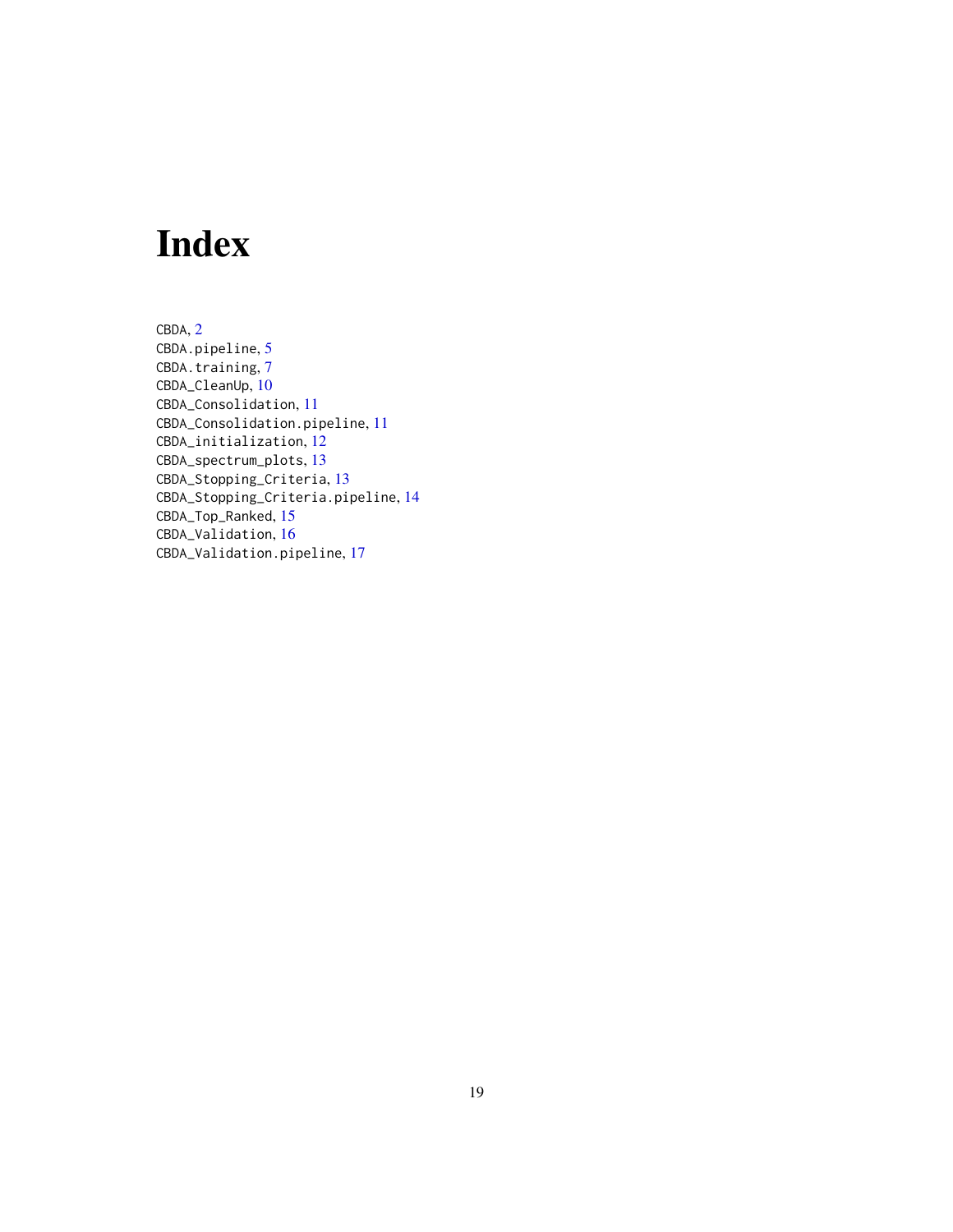# Index

CBDA, 2  
CBDA.pipeline, 5  
CBDA.training, 7  
CBDA_CleanUp, 10  
CBDA_Consolidation, 11  
CBDA_Consolidation.pipeline, 11  
CBDA_initialization, 12  
CBDA_spectrum_plots, 13  
CBDA_Stopping_Criteria, 13  
CBDA_Stopping_Criteria.pipeline, 14  
CBDA_Top_Ranked, 15  
CBDA_Validation, 16  
CBDA_Validation.pipeline, 17